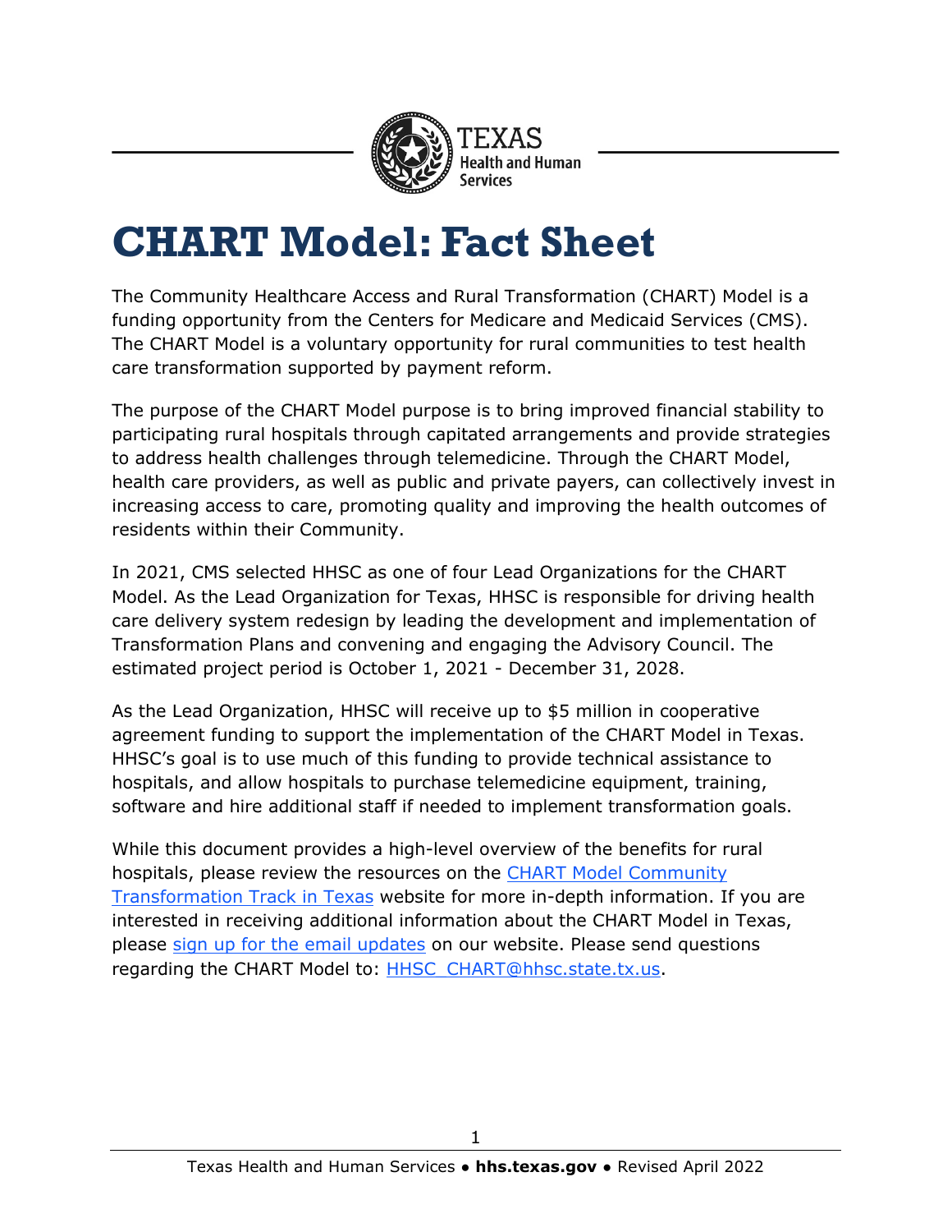# CHART Model: Fact Sheet

The Community Healthcare Access and Rural Transformation (CHART) Model is a funding opportunity from the Centers for Medicare and Medicaid Services (CMS). The CHART Model is a voluntary opportunity for rural communities to test health care transformation supported by payment reform.

The purpose of the CHART Model purpose is to bring improved financial stability to participating rural hospitals through capitated arrangements and provide strategies to address health challenges through telemedicine. Through the CHART Model, health care providers, as well as public and private payers, can collectively invest in increasing access to care, promoting quality and improving the health outcomes of residents within their Community.

In 2021, CMS selected HHSC as one of four Lead Organizations for the CHART Model. As the Lead Organization for Texas, HHSC is responsible for driving health care delivery system redesign by leading the development and implementation of Transformation Plans and convening and engaging the Advisory Council. The estimated project period is October 1, 2021 - December 31, 2028.

As the Lead Organization, HHSC will receive up to $5 million in cooperative agreement funding to support the implementation of the CHART Model in Texas. HHSC's goal is to use much of this funding to provide technical assistance to hospitals, and allow hospitals to purchase telemedicine equipment, training, software and hire additional staff if needed to implement transformation goals.

While this document provides a high-level overview of the benefits for rural hospitals, please review the resources on the [CHART Model Community Transformation Track in Texas] website for more in-depth information. If you are interested in receiving additional information about the CHART Model in Texas, please [sign up for the email updates] on our website. Please send questions regarding the CHART Model to: HHSC_CHART@hhsc.state.tx.us.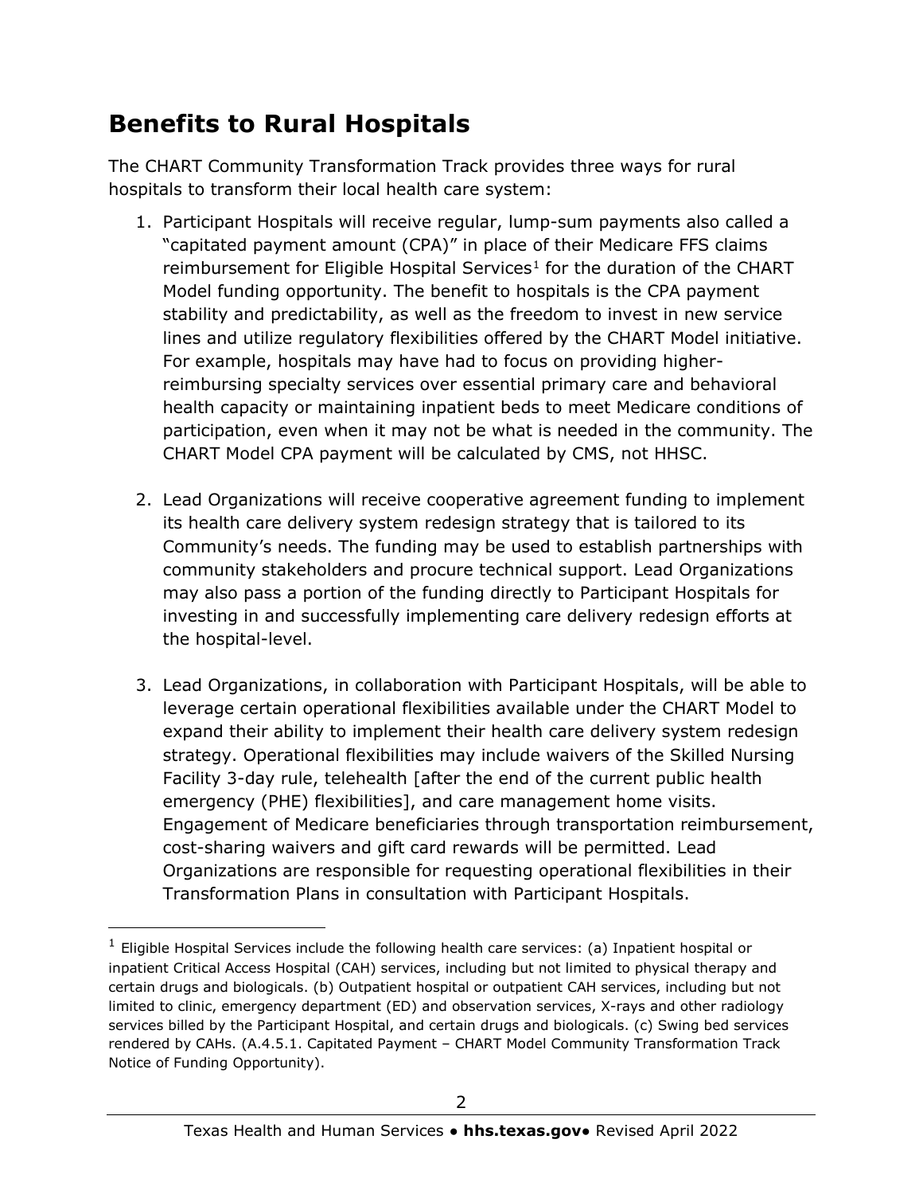## Benefits to Rural Hospitals

The CHART Community Transformation Track provides three ways for rural hospitals to transform their local health care system:

1. Participant Hospitals will receive regular, lump-sum payments also called a "capitated payment amount (CPA)" in place of their Medicare FFS claims reimbursement for Eligible Hospital Services[1] for the duration of the CHART Model funding opportunity. The benefit to hospitals is the CPA payment stability and predictability, as well as the freedom to invest in new service lines and utilize regulatory flexibilities offered by the CHART Model initiative. For example, hospitals may have had to focus on providing higher-reimbursing specialty services over essential primary care and behavioral health capacity or maintaining inpatient beds to meet Medicare conditions of participation, even when it may not be what is needed in the community. The CHART Model CPA payment will be calculated by CMS, not HHSC.

2. Lead Organizations will receive cooperative agreement funding to implement its health care delivery system redesign strategy that is tailored to its Community's needs. The funding may be used to establish partnerships with community stakeholders and procure technical support. Lead Organizations may also pass a portion of the funding directly to Participant Hospitals for investing in and successfully implementing care delivery redesign efforts at the hospital-level.

3. Lead Organizations, in collaboration with Participant Hospitals, will be able to leverage certain operational flexibilities available under the CHART Model to expand their ability to implement their health care delivery system redesign strategy. Operational flexibilities may include waivers of the Skilled Nursing Facility 3-day rule, telehealth [after the end of the current public health emergency (PHE) flexibilities], and care management home visits. Engagement of Medicare beneficiaries through transportation reimbursement, cost-sharing waivers and gift card rewards will be permitted. Lead Organizations are responsible for requesting operational flexibilities in their Transformation Plans in consultation with Participant Hospitals.

---

[1] Eligible Hospital Services include the following health care services: (a) Inpatient hospital or inpatient Critical Access Hospital (CAH) services, including but not limited to physical therapy and certain drugs and biologicals. (b) Outpatient hospital or outpatient CAH services, including but not limited to clinic, emergency department (ED) and observation services, X-rays and other radiology services billed by the Participant Hospital, and certain drugs and biologicals. (c) Swing bed services rendered by CAHs. (A.4.5.1. Capitated Payment – CHART Model Community Transformation Track Notice of Funding Opportunity).